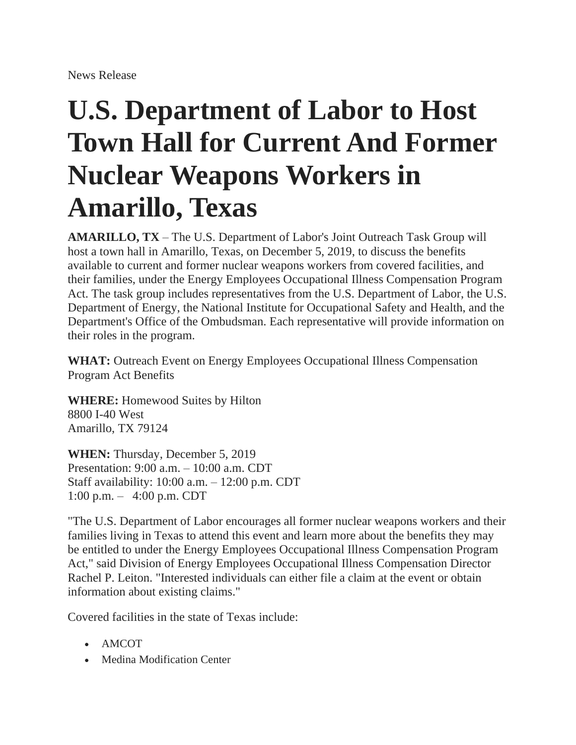News Release

# U.S. Department of Labor to Host Town Hall for Current And Former Nuclear Weapons Workers in Amarillo, Texas

**AMARILLO, TX** – The U.S. Department of Labor's Joint Outreach Task Group will host a town hall in Amarillo, Texas, on December 5, 2019, to discuss the benefits available to current and former nuclear weapons workers from covered facilities, and their families, under the Energy Employees Occupational Illness Compensation Program Act. The task group includes representatives from the U.S. Department of Labor, the U.S. Department of Energy, the National Institute for Occupational Safety and Health, and the Department's Office of the Ombudsman. Each representative will provide information on their roles in the program.

**WHAT:** Outreach Event on Energy Employees Occupational Illness Compensation Program Act Benefits

**WHERE:** Homewood Suites by Hilton
8800 I-40 West
Amarillo, TX 79124

**WHEN:** Thursday, December 5, 2019
Presentation: 9:00 a.m. – 10:00 a.m. CDT
Staff availability: 10:00 a.m. – 12:00 p.m. CDT
1:00 p.m. – 4:00 p.m. CDT

"The U.S. Department of Labor encourages all former nuclear weapons workers and their families living in Texas to attend this event and learn more about the benefits they may be entitled to under the Energy Employees Occupational Illness Compensation Program Act," said Division of Energy Employees Occupational Illness Compensation Director Rachel P. Leiton. "Interested individuals can either file a claim at the event or obtain information about existing claims."

Covered facilities in the state of Texas include:

- AMCOT
- Medina Modification Center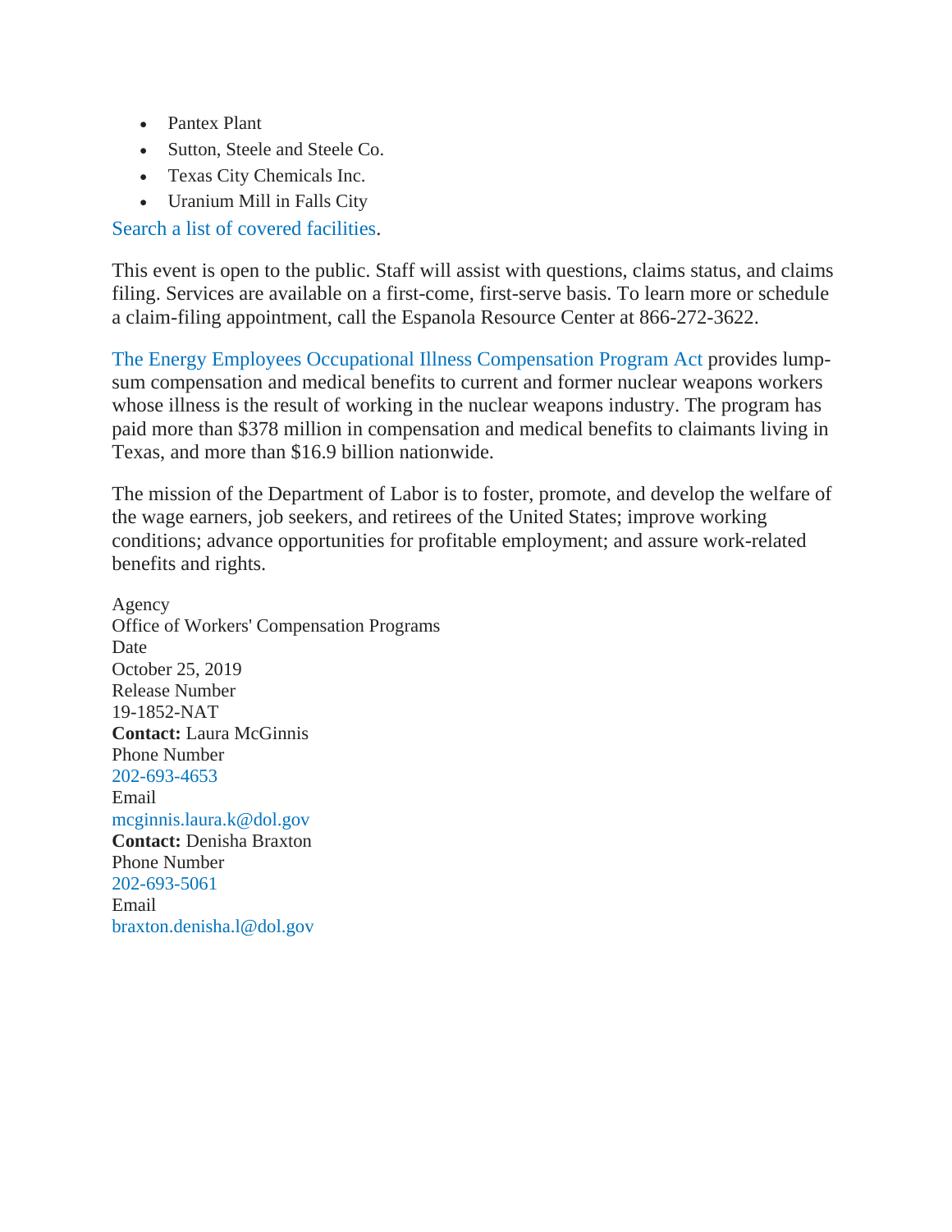- Pantex Plant
- Sutton, Steele and Steele Co.
- Texas City Chemicals Inc.
- Uranium Mill in Falls City

Search a list of covered facilities.

This event is open to the public. Staff will assist with questions, claims status, and claims filing. Services are available on a first-come, first-serve basis. To learn more or schedule a claim-filing appointment, call the Espanola Resource Center at 866-272-3622.

The Energy Employees Occupational Illness Compensation Program Act provides lump-sum compensation and medical benefits to current and former nuclear weapons workers whose illness is the result of working in the nuclear weapons industry. The program has paid more than $378 million in compensation and medical benefits to claimants living in Texas, and more than $16.9 billion nationwide.

The mission of the Department of Labor is to foster, promote, and develop the welfare of the wage earners, job seekers, and retirees of the United States; improve working conditions; advance opportunities for profitable employment; and assure work-related benefits and rights.

Agency
Office of Workers' Compensation Programs
Date
October 25, 2019
Release Number
19-1852-NAT
**Contact:** Laura McGinnis
Phone Number
202-693-4653
Email
mcginnis.laura.k@dol.gov
**Contact:** Denisha Braxton
Phone Number
202-693-5061
Email
braxton.denisha.l@dol.gov